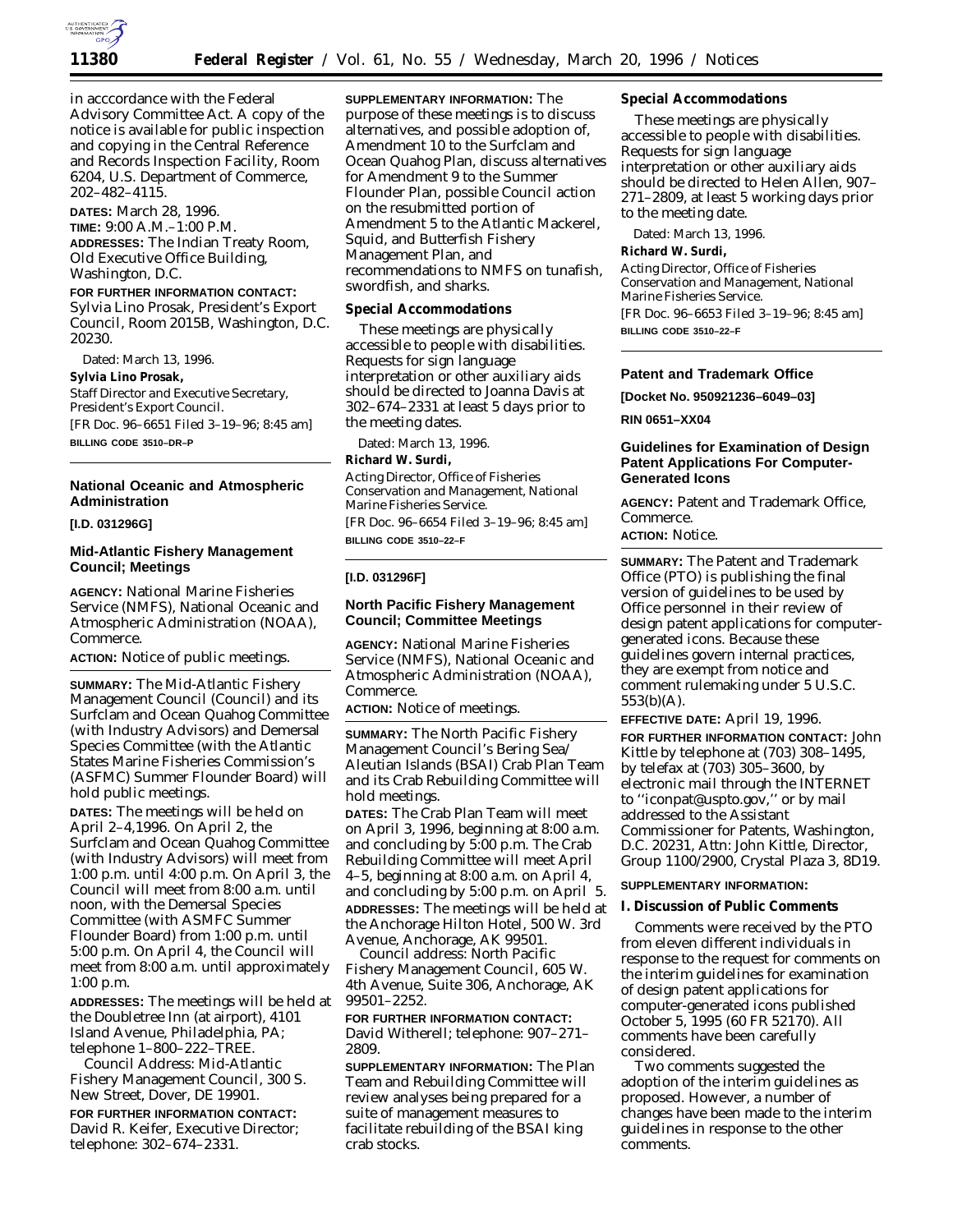in acccordance with the Federal Advisory Committee Act. A copy of the notice is available for public inspection and copying in the Central Reference and Records Inspection Facility, Room 6204, U.S. Department of Commerce, 202–482–4115.

**DATES:** March 28, 1996.

**TIME:** 9:00 A.M.–1:00 P.M.

**ADDRESSES:** The Indian Treaty Room, Old Executive Office Building, Washington, D.C.

**FOR FURTHER INFORMATION CONTACT:** Sylvia Lino Prosak, President's Export Council, Room 2015B, Washington, D.C. 20230.

Dated: March 13, 1996.

**Sylvia Lino Prosak,**

*Staff Director and Executive Secretary, President's Export Council.*

[FR Doc. 96–6651 Filed 3–19–96; 8:45 am]

**BILLING CODE 3510–DR–P**

## National Oceanic and Atmospheric Administration

**[I.D. 031296G]**

### Mid-Atlantic Fishery Management Council; Meetings

**AGENCY:** National Marine Fisheries Service (NMFS), National Oceanic and Atmospheric Administration (NOAA), Commerce.

**ACTION:** Notice of public meetings.

**SUMMARY:** The Mid-Atlantic Fishery Management Council (Council) and its Surfclam and Ocean Quahog Committee (with Industry Advisors) and Demersal Species Committee (with the Atlantic States Marine Fisheries Commission's (ASFMC) Summer Flounder Board) will hold public meetings.

**DATES:** The meetings will be held on April 2–4,1996. On April 2, the Surfclam and Ocean Quahog Committee (with Industry Advisors) will meet from 1:00 p.m. until 4:00 p.m. On April 3, the Council will meet from 8:00 a.m. until noon, with the Demersal Species Committee (with ASMFC Summer Flounder Board) from 1:00 p.m. until 5:00 p.m. On April 4, the Council will meet from 8:00 a.m. until approximately 1:00 p.m.

**ADDRESSES:** The meetings will be held at the Doubletree Inn (at airport), 4101 Island Avenue, Philadelphia, PA; telephone 1–800–222–TREE.

Council Address: Mid-Atlantic Fishery Management Council, 300 S. New Street, Dover, DE 19901.

**FOR FURTHER INFORMATION CONTACT:** David R. Keifer, Executive Director; telephone: 302–674–2331.

**SUPPLEMENTARY INFORMATION:** The purpose of these meetings is to discuss alternatives, and possible adoption of, Amendment 10 to the Surfclam and Ocean Quahog Plan, discuss alternatives for Amendment 9 to the Summer Flounder Plan, possible Council action on the resubmitted portion of Amendment 5 to the Atlantic Mackerel, Squid, and Butterfish Fishery Management Plan, and recommendations to NMFS on tunafish, swordfish, and sharks.

#### Special Accommodations

These meetings are physically accessible to people with disabilities. Requests for sign language interpretation or other auxiliary aids should be directed to Joanna Davis at 302–674–2331 at least 5 days prior to the meeting dates.

Dated: March 13, 1996.

**Richard W. Surdi,**

*Acting Director, Office of Fisheries Conservation and Management, National Marine Fisheries Service.*

[FR Doc. 96–6654 Filed 3–19–96; 8:45 am]

**BILLING CODE 3510–22–F**

**[I.D. 031296F]**

### North Pacific Fishery Management Council; Committee Meetings

**AGENCY:** National Marine Fisheries Service (NMFS), National Oceanic and Atmospheric Administration (NOAA), Commerce.

**ACTION:** Notice of meetings.

**SUMMARY:** The North Pacific Fishery Management Council's Bering Sea/ Aleutian Islands (BSAI) Crab Plan Team and its Crab Rebuilding Committee will hold meetings.

**DATES:** The Crab Plan Team will meet on April 3, 1996, beginning at 8:00 a.m. and concluding by 5:00 p.m. The Crab Rebuilding Committee will meet April 4–5, beginning at 8:00 a.m. on April 4, and concluding by 5:00 p.m. on April 5.

**ADDRESSES:** The meetings will be held at the Anchorage Hilton Hotel, 500 W. 3rd Avenue, Anchorage, AK 99501.

Council address: North Pacific Fishery Management Council, 605 W. 4th Avenue, Suite 306, Anchorage, AK 99501–2252.

**FOR FURTHER INFORMATION CONTACT:** David Witherell; telephone: 907–271–2809.

**SUPPLEMENTARY INFORMATION:** The Plan Team and Rebuilding Committee will review analyses being prepared for a suite of management measures to facilitate rebuilding of the BSAI king crab stocks.

#### Special Accommodations

These meetings are physically accessible to people with disabilities. Requests for sign language interpretation or other auxiliary aids should be directed to Helen Allen, 907–271–2809, at least 5 working days prior to the meeting date.

Dated: March 13, 1996.

**Richard W. Surdi,**

*Acting Director, Office of Fisheries Conservation and Management, National Marine Fisheries Service.*

[FR Doc. 96–6653 Filed 3–19–96; 8:45 am]

**BILLING CODE 3510–22–F**

## Patent and Trademark Office

**[Docket No. 950921236–6049–03]**

**RIN 0651–XX04**

### Guidelines for Examination of Design Patent Applications For Computer-Generated Icons

**AGENCY:** Patent and Trademark Office, Commerce.

**ACTION:** Notice.

**SUMMARY:** The Patent and Trademark Office (PTO) is publishing the final version of guidelines to be used by Office personnel in their review of design patent applications for computer-generated icons. Because these guidelines govern internal practices, they are exempt from notice and comment rulemaking under 5 U.S.C. 553(b)(A).

**EFFECTIVE DATE:** April 19, 1996.

**FOR FURTHER INFORMATION CONTACT:** John Kittle by telephone at (703) 308–1495, by telefax at (703) 305–3600, by electronic mail through the INTERNET to ''iconpat@uspto.gov,'' or by mail addressed to the Assistant Commissioner for Patents, Washington, D.C. 20231, Attn: John Kittle, Director, Group 1100/2900, Crystal Plaza 3, 8D19.

**SUPPLEMENTARY INFORMATION:**

#### I. Discussion of Public Comments

Comments were received by the PTO from eleven different individuals in response to the request for comments on the interim guidelines for examination of design patent applications for computer-generated icons published October 5, 1995 (60 FR 52170). All comments have been carefully considered.

Two comments suggested the adoption of the interim guidelines as proposed. However, a number of changes have been made to the interim guidelines in response to the other comments.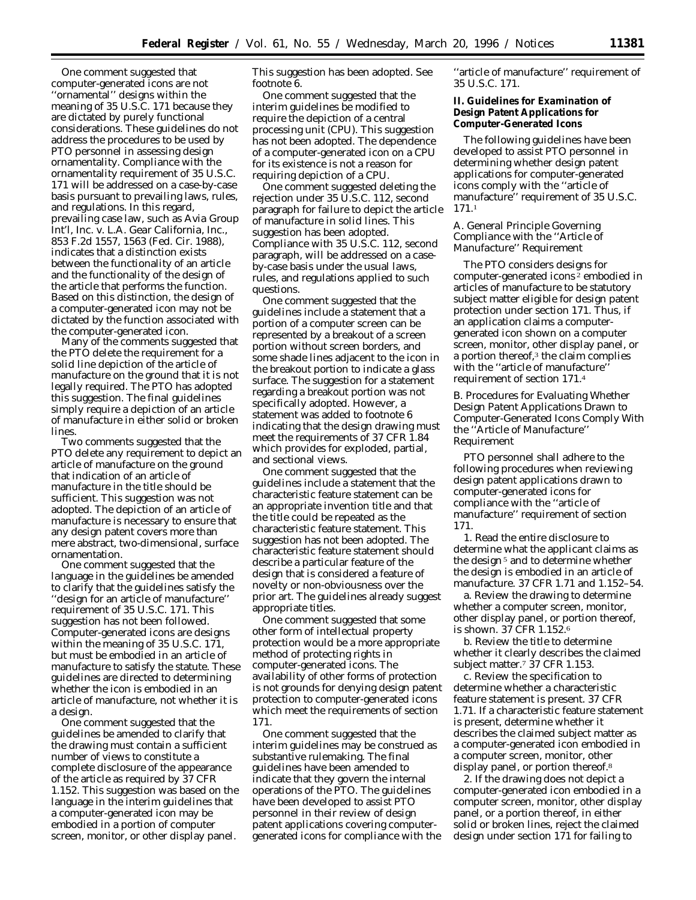One comment suggested that computer-generated icons are not ''ornamental'' designs within the meaning of 35 U.S.C. 171 because they are dictated by purely functional considerations. These guidelines do not address the procedures to be used by PTO personnel in assessing design ornamentality. Compliance with the ornamentality requirement of 35 U.S.C. 171 will be addressed on a case-by-case basis pursuant to prevailing laws, rules, and regulations. In this regard, prevailing case law, such as *Avia Group Int'l, Inc.* v. *L.A. Gear California, Inc.*, 853 F.2d 1557, 1563 (Fed. Cir. 1988), indicates that a distinction exists between the functionality of an article and the functionality of the design of the article that performs the function. Based on this distinction, the design of a computer-generated icon may not be dictated by the function associated with the computer-generated icon.

Many of the comments suggested that the PTO delete the requirement for a solid line depiction of the article of manufacture on the ground that it is not legally required. The PTO has adopted this suggestion. The final guidelines simply require a depiction of an article of manufacture in either solid or broken lines.

Two comments suggested that the PTO delete any requirement to depict an article of manufacture on the ground that indication of an article of manufacture in the title should be sufficient. This suggestion was not adopted. The depiction of an article of manufacture is necessary to ensure that any design patent covers more than mere abstract, two-dimensional, surface ornamentation.

One comment suggested that the language in the guidelines be amended to clarify that the guidelines satisfy the ''design for an article of manufacture'' requirement of 35 U.S.C. 171. This suggestion has not been followed. Computer-generated icons are designs within the meaning of 35 U.S.C. 171, but must be embodied in an article of manufacture to satisfy the statute. These guidelines are directed to determining whether the icon is embodied in an article of manufacture, not whether it is a design.

One comment suggested that the guidelines be amended to clarify that the drawing must contain a sufficient number of views to constitute a complete disclosure of the appearance of the article as required by 37 CFR 1.152. This suggestion was based on the language in the interim guidelines that a computer-generated icon may be embodied in a portion of computer screen, monitor, or other display panel. This suggestion has been adopted. See footnote 6.

One comment suggested that the interim guidelines be modified to require the depiction of a central processing unit (CPU). This suggestion has not been adopted. The dependence of a computer-generated icon on a CPU for its existence is not a reason for requiring depiction of a CPU.

One comment suggested deleting the rejection under 35 U.S.C. 112, second paragraph for failure to depict the article of manufacture in solid lines. This suggestion has been adopted. Compliance with 35 U.S.C. 112, second paragraph, will be addressed on a case-by-case basis under the usual laws, rules, and regulations applied to such questions.

One comment suggested that the guidelines include a statement that a portion of a computer screen can be represented by a breakout of a screen portion without screen borders, and some shade lines adjacent to the icon in the breakout portion to indicate a glass surface. The suggestion for a statement regarding a breakout portion was not specifically adopted. However, a statement was added to footnote 6 indicating that the design drawing must meet the requirements of 37 CFR 1.84 which provides for exploded, partial, and sectional views.

One comment suggested that the guidelines include a statement that the characteristic feature statement can be an appropriate invention title and that the title could be repeated as the characteristic feature statement. This suggestion has not been adopted. The characteristic feature statement should describe a particular feature of the design that is considered a feature of novelty or non-obviousness over the prior art. The guidelines already suggest appropriate titles.

One comment suggested that some other form of intellectual property protection would be a more appropriate method of protecting rights in computer-generated icons. The availability of other forms of protection is not grounds for denying design patent protection to computer-generated icons which meet the requirements of section 171.

One comment suggested that the interim guidelines may be construed as substantive rulemaking. The final guidelines have been amended to indicate that they govern the internal operations of the PTO. The guidelines have been developed to assist PTO personnel in their review of design patent applications covering computer-generated icons for compliance with the ''article of manufacture'' requirement of 35 U.S.C. 171.

## II. Guidelines for Examination of Design Patent Applications for Computer-Generated Icons

The following guidelines have been developed to assist PTO personnel in determining whether design patent applications for computer-generated icons comply with the ''article of manufacture'' requirement of 35 U.S.C. 171.[1]

### A. General Principle Governing Compliance with the ''Article of Manufacture'' Requirement

The PTO considers designs for computer-generated icons[2] embodied in articles of manufacture to be statutory subject matter eligible for design patent protection under section 171. Thus, if an application claims a computer-generated icon shown on a computer screen, monitor, other display panel, or a portion thereof,[3] the claim complies with the ''article of manufacture'' requirement of section 171.[4]

### B. Procedures for Evaluating Whether Design Patent Applications Drawn to Computer-Generated Icons Comply With the ''Article of Manufacture'' Requirement

PTO personnel shall adhere to the following procedures when reviewing design patent applications drawn to computer-generated icons for compliance with the ''article of manufacture'' requirement of section 171.

1. Read the entire disclosure to determine what the applicant claims as the design[5] and to determine whether the design is embodied in an article of manufacture. 37 CFR 1.71 and 1.152–54.

a. Review the drawing to determine whether a computer screen, monitor, other display panel, or portion thereof, is shown. 37 CFR 1.152.[6]

b. Review the title to determine whether it clearly describes the claimed subject matter.[7] 37 CFR 1.153.

c. Review the specification to determine whether a characteristic feature statement is present. 37 CFR 1.71. If a characteristic feature statement is present, determine whether it describes the claimed subject matter as a computer-generated icon embodied in a computer screen, monitor, other display panel, or portion thereof.[8]

2. If the drawing does not depict a computer-generated icon embodied in a computer screen, monitor, other display panel, or a portion thereof, in either solid or broken lines, reject the claimed design under section 171 for failing to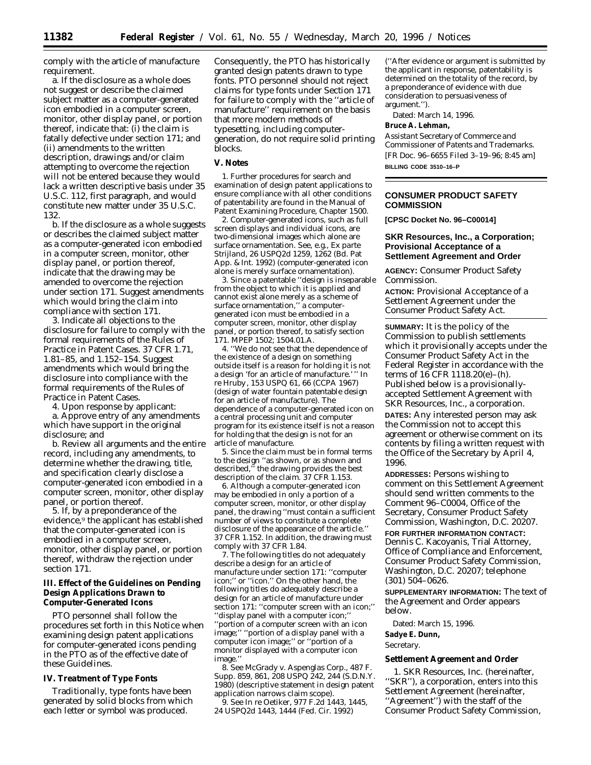comply with the article of manufacture requirement.

a. If the disclosure as a whole does not suggest or describe the claimed subject matter as a computer-generated icon embodied in a computer screen, monitor, other display panel, or portion thereof, indicate that: (i) the claim is fatally defective under section 171; and (ii) amendments to the written description, drawings and/or claim attempting to overcome the rejection will not be entered because they would lack a written descriptive basis under 35 U.S.C. 112, first paragraph, and would constitute new matter under 35 U.S.C. 132.

b. If the disclosure as a whole suggests or describes the claimed subject matter as a computer-generated icon embodied in a computer screen, monitor, other display panel, or portion thereof, indicate that the drawing may be amended to overcome the rejection under section 171. Suggest amendments which would bring the claim into compliance with section 171.

3. Indicate all objections to the disclosure for failure to comply with the formal requirements of the Rules of Practice in Patent Cases. 37 CFR 1.71, 1.81–85, and 1.152–154. Suggest amendments which would bring the disclosure into compliance with the formal requirements of the Rules of Practice in Patent Cases.

4. Upon response by applicant:

a. Approve entry of any amendments which have support in the original disclosure; and

b. Review all arguments and the entire record, including any amendments, to determine whether the drawing, title, and specification clearly disclose a computer-generated icon embodied in a computer screen, monitor, other display panel, or portion thereof.

5. If, by a preponderance of the evidence,[9] the applicant has established that the computer-generated icon is embodied in a computer screen, monitor, other display panel, or portion thereof, withdraw the rejection under section 171.

### III. Effect of the Guidelines on Pending Design Applications Drawn to Computer-Generated Icons

PTO personnel shall follow the procedures set forth in this Notice when examining design patent applications for computer-generated icons pending in the PTO as of the effective date of these Guidelines.

### IV. Treatment of Type Fonts

Traditionally, type fonts have been generated by solid blocks from which each letter or symbol was produced. Consequently, the PTO has historically granted design patents drawn to type fonts. PTO personnel should not reject claims for type fonts under Section 171 for failure to comply with the ''article of manufacture'' requirement on the basis that more modern methods of typesetting, including computer-generation, do not require solid printing blocks.

### V. Notes

1. Further procedures for search and examination of design patent applications to ensure compliance with all other conditions of patentability are found in the Manual of Patent Examining Procedure, Chapter 1500.

2. Computer-generated icons, such as full screen displays and individual icons, are two-dimensional images which alone are surface ornamentation. See, e.g., *Ex parte Strijland*, 26 USPQ2d 1259, 1262 (Bd. Pat App. & Int. 1992) (computer-generated icon alone is merely surface ornamentation).

3. Since a patentable ''design is inseparable from the object to which it is applied and cannot exist alone merely as a scheme of surface ornamentation,'' a computer-generated icon must be embodied in a computer screen, monitor, other display panel, or portion thereof, to satisfy section 171. MPEP 1502; 1504.01.A.

4. ''We do not see that the dependence of the existence of a design on something outside itself is a reason for holding it is not a design 'for an article of manufacture.' '' *In re Hruby*, 153 USPQ 61, 66 (CCPA 1967) (design of water fountain patentable design for an article of manufacture). The dependence of a computer-generated icon on a central processing unit and computer program for its existence itself is not a reason for holding that the design is not for an article of manufacture.

5. Since the claim must be in formal terms to the design ''as shown, or as shown and described,'' the drawing provides the best description of the claim. 37 CFR 1.153.

6. Although a computer-generated icon may be embodied in only a portion of a computer screen, monitor, or other display panel, the drawing ''must contain a sufficient number of views to constitute a complete disclosure of the appearance of the article.'' 37 CFR 1.152. In addition, the drawing must comply with 37 CFR 1.84.

7. The following titles do not adequately describe a design for an article of manufacture under section 171: ''computer icon;'' or ''icon.'' On the other hand, the following titles do adequately describe a design for an article of manufacture under section 171: ''computer screen with an icon;'' ''display panel with a computer icon;'' ''portion of a computer screen with an icon image;'' ''portion of a display panel with a computer icon image;'' or ''portion of a monitor displayed with a computer icon image.''

8. See *McGrady* v. *Aspenglas Corp.*, 487 F. Supp. 859, 861, 208 USPQ 242, 244 (S.D.N.Y. 1980) (descriptive statement in design patent application narrows claim scope).

9. See *In re Oetiker*, 977 F.2d 1443, 1445, 24 USPQ2d 1443, 1444 (Fed. Cir. 1992) (''After evidence or argument is submitted by the applicant in response, patentability is determined on the totality of the record, by a preponderance of evidence with due consideration to persuasiveness of argument.'').

Dated: March 14, 1996.

**Bruce A. Lehman,**

*Assistant Secretary of Commerce and Commissioner of Patents and Trademarks.*

[FR Doc. 96–6655 Filed 3–19–96; 8:45 am]

BILLING CODE 3510–16–P

## CONSUMER PRODUCT SAFETY COMMISSION

**[CPSC Docket No. 96–C00014]**

### SKR Resources, Inc., a Corporation; Provisional Acceptance of a Settlement Agreement and Order

**AGENCY:** Consumer Product Safety Commission.

**ACTION:** Provisional Acceptance of a Settlement Agreement under the Consumer Product Safety Act.

**SUMMARY:** It is the policy of the Commission to publish settlements which it provisionally accepts under the Consumer Product Safety Act in the Federal Register in accordance with the terms of 16 CFR 1118.20(e)–(h). Published below is a provisionally-accepted Settlement Agreement with SKR Resources, Inc., a corporation.

**DATES:** Any interested person may ask the Commission not to accept this agreement or otherwise comment on its contents by filing a written request with the Office of the Secretary by April 4, 1996.

**ADDRESSES:** Persons wishing to comment on this Settlement Agreement should send written comments to the Comment 96–C0004, Office of the Secretary, Consumer Product Safety Commission, Washington, D.C. 20207.

**FOR FURTHER INFORMATION CONTACT:** Dennis C. Kacoyanis, Trial Attorney, Office of Compliance and Enforcement, Consumer Product Safety Commission, Washington, D.C. 20207; telephone (301) 504–0626.

**SUPPLEMENTARY INFORMATION:** The text of the Agreement and Order appears below.

Dated: March 15, 1996.

**Sadye E. Dunn,**

*Secretary.*

### Settlement Agreement and Order

1. SKR Resources, Inc. (hereinafter, ''SKR''), a corporation, enters into this Settlement Agreement (hereinafter, ''Agreement'') with the staff of the Consumer Product Safety Commission,